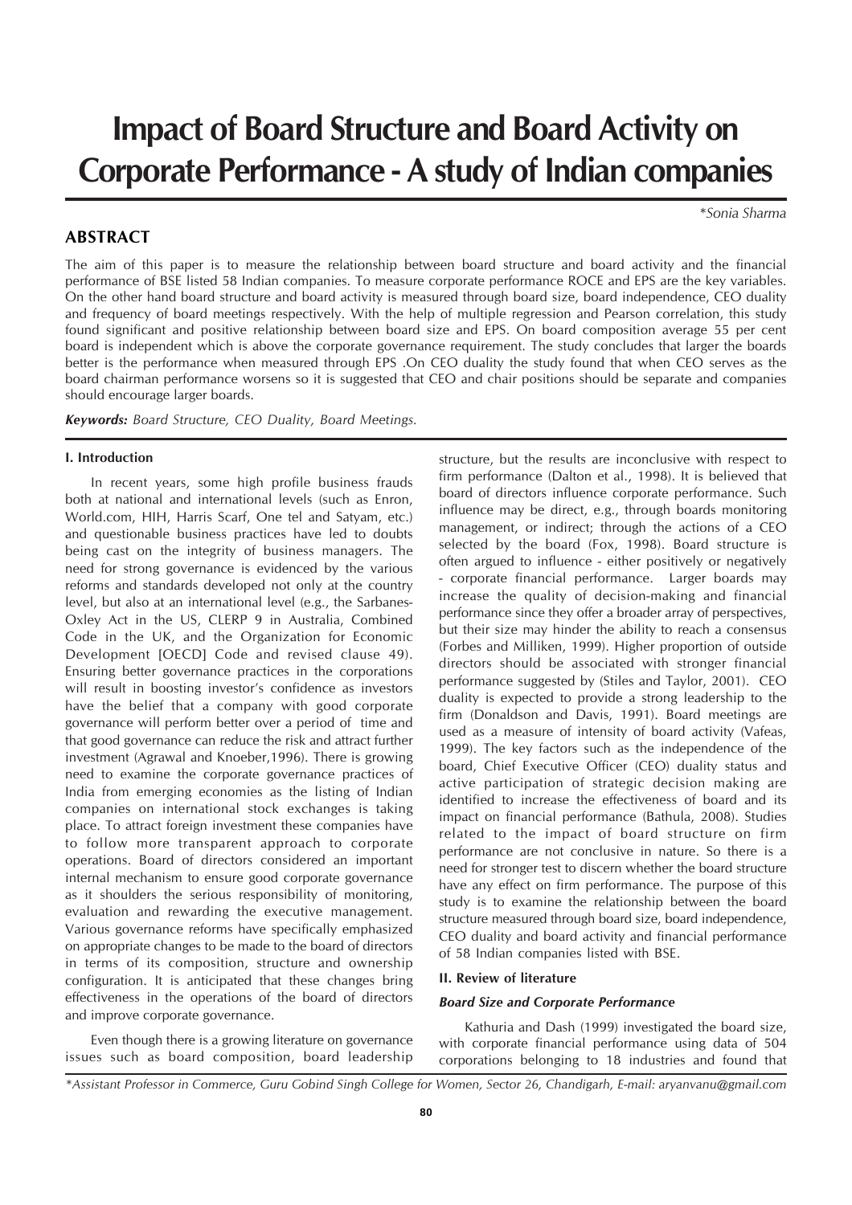# Impact of Board Structure and Board Activity on Corporate Performance - A study of Indian companies

*\*Sonia Sharma*

## ABSTRACT

The aim of this paper is to measure the relationship between board structure and board activity and the financial performance of BSE listed 58 Indian companies. To measure corporate performance ROCE and EPS are the key variables. On the other hand board structure and board activity is measured through board size, board independence, CEO duality and frequency of board meetings respectively. With the help of multiple regression and Pearson correlation, this study found significant and positive relationship between board size and EPS. On board composition average 55 per cent board is independent which is above the corporate governance requirement. The study concludes that larger the boards better is the performance when measured through EPS .On CEO duality the study found that when CEO serves as the board chairman performance worsens so it is suggested that CEO and chair positions should be separate and companies should encourage larger boards.

***Keywords:*** *Board Structure, CEO Duality, Board Meetings.*

### I. Introduction

In recent years, some high profile business frauds both at national and international levels (such as Enron, World.com, HIH, Harris Scarf, One tel and Satyam, etc.) and questionable business practices have led to doubts being cast on the integrity of business managers. The need for strong governance is evidenced by the various reforms and standards developed not only at the country level, but also at an international level (e.g., the Sarbanes-Oxley Act in the US, CLERP 9 in Australia, Combined Code in the UK, and the Organization for Economic Development [OECD] Code and revised clause 49). Ensuring better governance practices in the corporations will result in boosting investor's confidence as investors have the belief that a company with good corporate governance will perform better over a period of time and that good governance can reduce the risk and attract further investment (Agrawal and Knoeber,1996). There is growing need to examine the corporate governance practices of India from emerging economies as the listing of Indian companies on international stock exchanges is taking place. To attract foreign investment these companies have to follow more transparent approach to corporate operations. Board of directors considered an important internal mechanism to ensure good corporate governance as it shoulders the serious responsibility of monitoring, evaluation and rewarding the executive management. Various governance reforms have specifically emphasized on appropriate changes to be made to the board of directors in terms of its composition, structure and ownership configuration. It is anticipated that these changes bring effectiveness in the operations of the board of directors and improve corporate governance.

Even though there is a growing literature on governance issues such as board composition, board leadership structure, but the results are inconclusive with respect to firm performance (Dalton et al., 1998). It is believed that board of directors influence corporate performance. Such influence may be direct, e.g., through boards monitoring management, or indirect; through the actions of a CEO selected by the board (Fox, 1998). Board structure is often argued to influence - either positively or negatively - corporate financial performance. Larger boards may increase the quality of decision-making and financial performance since they offer a broader array of perspectives, but their size may hinder the ability to reach a consensus (Forbes and Milliken, 1999). Higher proportion of outside directors should be associated with stronger financial performance suggested by (Stiles and Taylor, 2001). CEO duality is expected to provide a strong leadership to the firm (Donaldson and Davis, 1991). Board meetings are used as a measure of intensity of board activity (Vafeas, 1999). The key factors such as the independence of the board, Chief Executive Officer (CEO) duality status and active participation of strategic decision making are identified to increase the effectiveness of board and its impact on financial performance (Bathula, 2008). Studies related to the impact of board structure on firm performance are not conclusive in nature. So there is a need for stronger test to discern whether the board structure have any effect on firm performance. The purpose of this study is to examine the relationship between the board structure measured through board size, board independence, CEO duality and board activity and financial performance of 58 Indian companies listed with BSE.

### II. Review of literature

#### *Board Size and Corporate Performance*

Kathuria and Dash (1999) investigated the board size, with corporate financial performance using data of 504 corporations belonging to 18 industries and found that

*\*Assistant Professor in Commerce, Guru Gobind Singh College for Women, Sector 26, Chandigarh, E-mail: aryanvanu@gmail.com*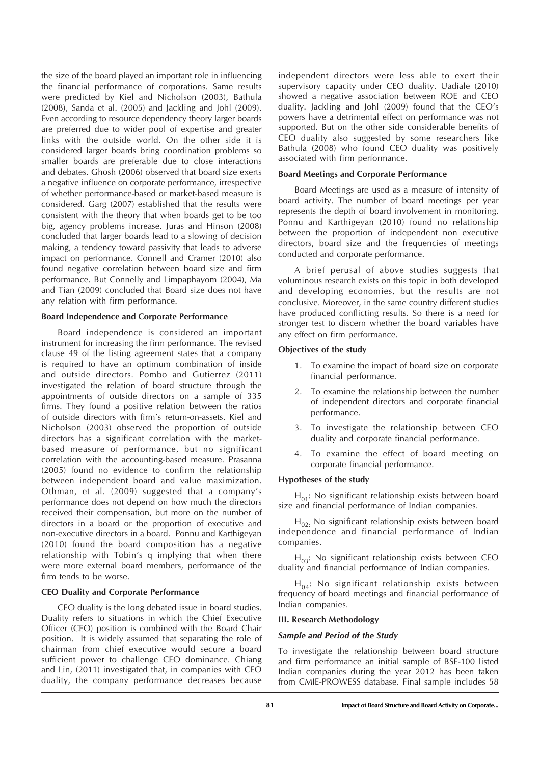the size of the board played an important role in influencing the financial performance of corporations. Same results were predicted by Kiel and Nicholson (2003), Bathula (2008), Sanda et al. (2005) and Jackling and Johl (2009). Even according to resource dependency theory larger boards are preferred due to wider pool of expertise and greater links with the outside world. On the other side it is considered larger boards bring coordination problems so smaller boards are preferable due to close interactions and debates. Ghosh (2006) observed that board size exerts a negative influence on corporate performance, irrespective of whether performance-based or market-based measure is considered. Garg (2007) established that the results were consistent with the theory that when boards get to be too big, agency problems increase. Juras and Hinson (2008) concluded that larger boards lead to a slowing of decision making, a tendency toward passivity that leads to adverse impact on performance. Connell and Cramer (2010) also found negative correlation between board size and firm performance. But Connelly and Limpaphayom (2004), Ma and Tian (2009) concluded that Board size does not have any relation with firm performance.

**Board Independence and Corporate Performance**

Board independence is considered an important instrument for increasing the firm performance. The revised clause 49 of the listing agreement states that a company is required to have an optimum combination of inside and outside directors. Pombo and Gutierrez (2011) investigated the relation of board structure through the appointments of outside directors on a sample of 335 firms. They found a positive relation between the ratios of outside directors with firm's return-on-assets. Kiel and Nicholson (2003) observed the proportion of outside directors has a significant correlation with the market-based measure of performance, but no significant correlation with the accounting-based measure. Prasanna (2005) found no evidence to confirm the relationship between independent board and value maximization. Othman, et al. (2009) suggested that a company's performance does not depend on how much the directors received their compensation, but more on the number of directors in a board or the proportion of executive and non-executive directors in a board. Ponnu and Karthigeyan (2010) found the board composition has a negative relationship with Tobin's q implying that when there were more external board members, performance of the firm tends to be worse.

**CEO Duality and Corporate Performance**

CEO duality is the long debated issue in board studies. Duality refers to situations in which the Chief Executive Officer (CEO) position is combined with the Board Chair position. It is widely assumed that separating the role of chairman from chief executive would secure a board sufficient power to challenge CEO dominance. Chiang and Lin, (2011) investigated that, in companies with CEO duality, the company performance decreases because independent directors were less able to exert their supervisory capacity under CEO duality. Uadiale (2010) showed a negative association between ROE and CEO duality. Jackling and Johl (2009) found that the CEO's powers have a detrimental effect on performance was not supported. But on the other side considerable benefits of CEO duality also suggested by some researchers like Bathula (2008) who found CEO duality was positively associated with firm performance.

**Board Meetings and Corporate Performance**

Board Meetings are used as a measure of intensity of board activity. The number of board meetings per year represents the depth of board involvement in monitoring. Ponnu and Karthigeyan (2010) found no relationship between the proportion of independent non executive directors, board size and the frequencies of meetings conducted and corporate performance.

A brief perusal of above studies suggests that voluminous research exists on this topic in both developed and developing economies, but the results are not conclusive. Moreover, in the same country different studies have produced conflicting results. So there is a need for stronger test to discern whether the board variables have any effect on firm performance.

**Objectives of the study**

1. To examine the impact of board size on corporate financial performance.
2. To examine the relationship between the number of independent directors and corporate financial performance.
3. To investigate the relationship between CEO duality and corporate financial performance.
4. To examine the effect of board meeting on corporate financial performance.

**Hypotheses of the study**

$H_{01}$: No significant relationship exists between board size and financial performance of Indian companies.

$H_{02}$: No significant relationship exists between board independence and financial performance of Indian companies.

$H_{03}$: No significant relationship exists between CEO duality and financial performance of Indian companies.

$H_{04}$: No significant relationship exists between frequency of board meetings and financial performance of Indian companies.

**III. Research Methodology**

***Sample and Period of the Study***

To investigate the relationship between board structure and firm performance an initial sample of BSE-100 listed Indian companies during the year 2012 has been taken from CMIE-PROWESS database. Final sample includes 58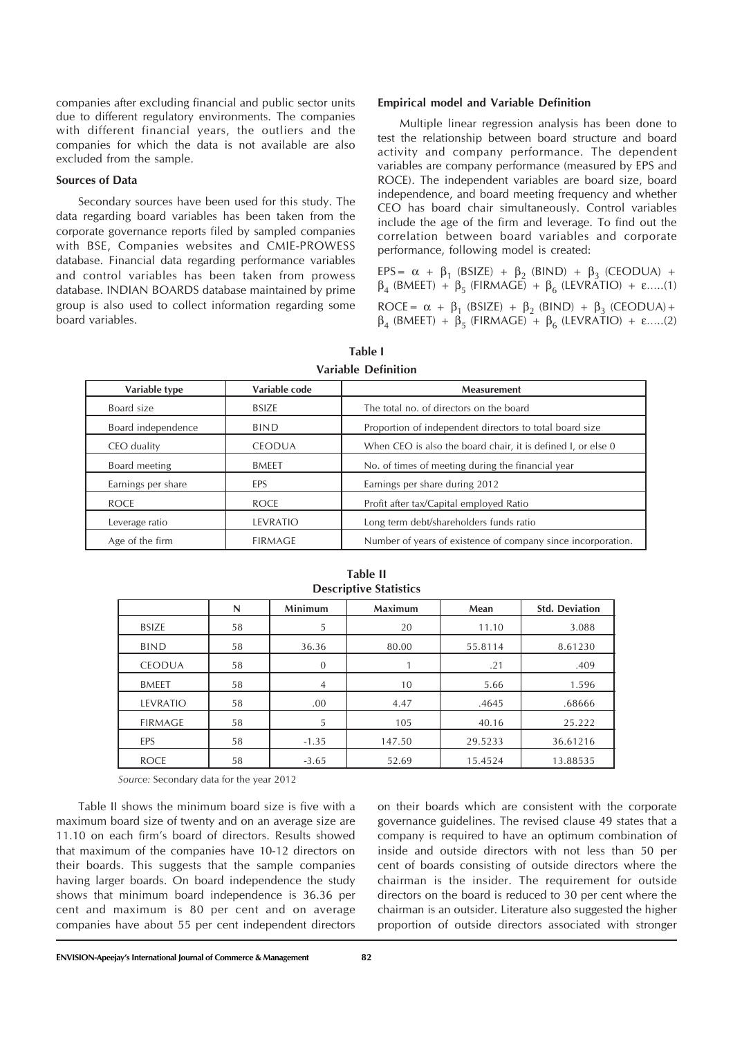companies after excluding financial and public sector units due to different regulatory environments. The companies with different financial years, the outliers and the companies for which the data is not available are also excluded from the sample.

**Sources of Data**

Secondary sources have been used for this study. The data regarding board variables has been taken from the corporate governance reports filed by sampled companies with BSE, Companies websites and CMIE-PROWESS database. Financial data regarding performance variables and control variables has been taken from prowess database. INDIAN BOARDS database maintained by prime group is also used to collect information regarding some board variables.

**Empirical model and Variable Definition**

Multiple linear regression analysis has been done to test the relationship between board structure and board activity and company performance. The dependent variables are company performance (measured by EPS and ROCE). The independent variables are board size, board independence, and board meeting frequency and whether CEO has board chair simultaneously. Control variables include the age of the firm and leverage. To find out the correlation between board variables and corporate performance, following model is created:

$$EPS = \alpha + \beta_1 (BSIZE) + \beta_2 (BIND) + \beta_3 (CEODUA) + \beta_4 (BMEET) + \beta_5 (FIRMAGE) + \beta_6 (LEVRATIO) + \varepsilon \quad \text{.....(1)}$$

$$ROCE = \alpha + \beta_1 (BSIZE) + \beta_2 (BIND) + \beta_3 (CEODUA) + \beta_4 (BMEET) + \beta_5 (FIRMAGE) + \beta_6 (LEVRATIO) + \varepsilon \quad \text{.....(2)}$$

**Table I**
**Variable Definition**

| Variable type | Variable code | Measurement |
|---|---|---|
| Board size | BSIZE | The total no. of directors on the board |
| Board independence | BIND | Proportion of independent directors to total board size |
| CEO duality | CEODUA | When CEO is also the board chair, it is defined I, or else 0 |
| Board meeting | BMEET | No. of times of meeting during the financial year |
| Earnings per share | EPS | Earnings per share during 2012 |
| ROCE | ROCE | Profit after tax/Capital employed Ratio |
| Leverage ratio | LEVRATIO | Long term debt/shareholders funds ratio |
| Age of the firm | FIRMAGE | Number of years of existence of company since incorporation. |

**Table II**
**Descriptive Statistics**

| | N | Minimum | Maximum | Mean | Std. Deviation |
|---|---|---|---|---|---|
| BSIZE | 58 | 5 | 20 | 11.10 | 3.088 |
| BIND | 58 | 36.36 | 80.00 | 55.8114 | 8.61230 |
| CEODUA | 58 | 0 | 1 | .21 | .409 |
| BMEET | 58 | 4 | 10 | 5.66 | 1.596 |
| LEVRATIO | 58 | .00 | 4.47 | .4645 | .68666 |
| FIRMAGE | 58 | 5 | 105 | 40.16 | 25.222 |
| EPS | 58 | -1.35 | 147.50 | 29.5233 | 36.61216 |
| ROCE | 58 | -3.65 | 52.69 | 15.4524 | 13.88535 |

*Source:* Secondary data for the year 2012

Table II shows the minimum board size is five with a maximum board size of twenty and on an average size are 11.10 on each firm's board of directors. Results showed that maximum of the companies have 10-12 directors on their boards. This suggests that the sample companies having larger boards. On board independence the study shows that minimum board independence is 36.36 per cent and maximum is 80 per cent and on average companies have about 55 per cent independent directors on their boards which are consistent with the corporate governance guidelines. The revised clause 49 states that a company is required to have an optimum combination of inside and outside directors with not less than 50 per cent of boards consisting of outside directors where the chairman is the insider. The requirement for outside directors on the board is reduced to 30 per cent where the chairman is an outsider. Literature also suggested the higher proportion of outside directors associated with stronger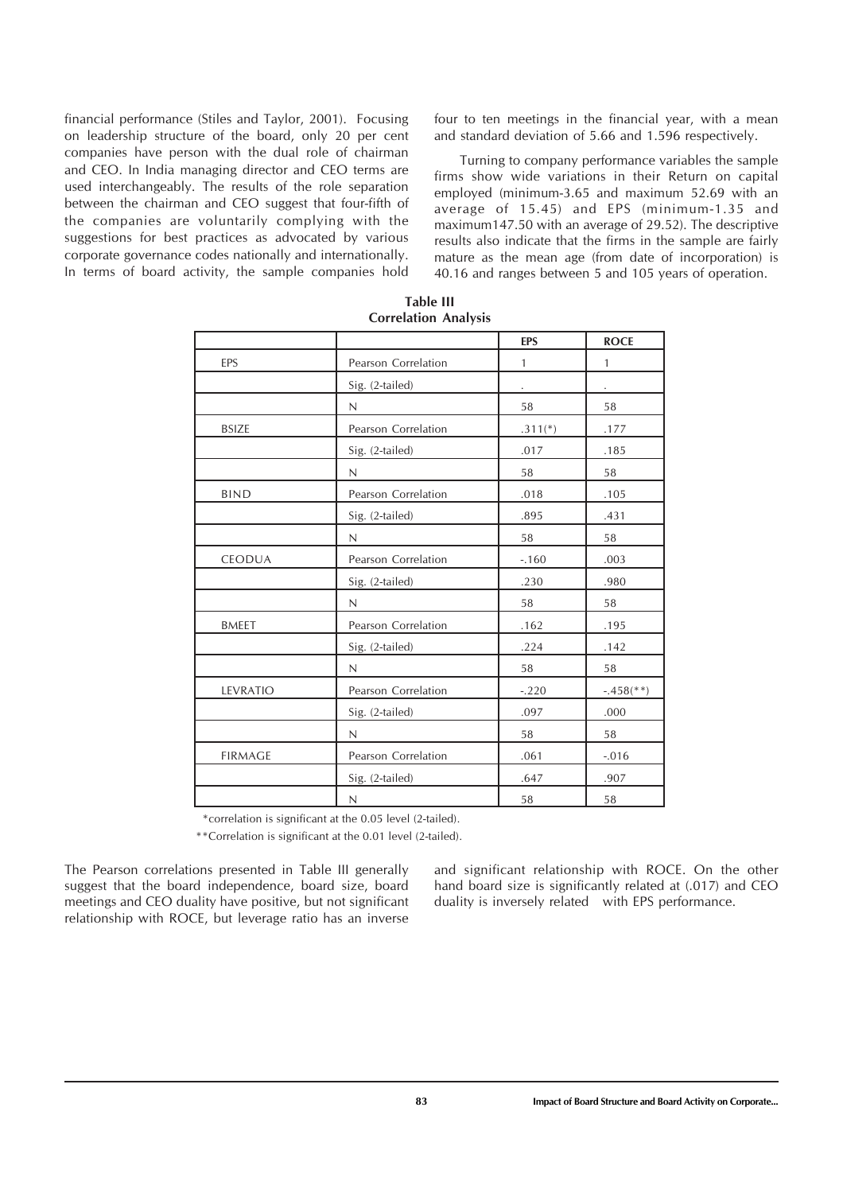financial performance (Stiles and Taylor, 2001). Focusing on leadership structure of the board, only 20 per cent companies have person with the dual role of chairman and CEO. In India managing director and CEO terms are used interchangeably. The results of the role separation between the chairman and CEO suggest that four-fifth of the companies are voluntarily complying with the suggestions for best practices as advocated by various corporate governance codes nationally and internationally. In terms of board activity, the sample companies hold four to ten meetings in the financial year, with a mean and standard deviation of 5.66 and 1.596 respectively.

Turning to company performance variables the sample firms show wide variations in their Return on capital employed (minimum-3.65 and maximum 52.69 with an average of 15.45) and EPS (minimum-1.35 and maximum147.50 with an average of 29.52). The descriptive results also indicate that the firms in the sample are fairly mature as the mean age (from date of incorporation) is 40.16 and ranges between 5 and 105 years of operation.

**Table III**
**Correlation Analysis**

| | | EPS | ROCE |
|---|---|---|---|
| EPS | Pearson Correlation | 1 | 1 |
| | Sig. (2-tailed) | . | . |
| | N | 58 | 58 |
| BSIZE | Pearson Correlation | .311(*) | .177 |
| | Sig. (2-tailed) | .017 | .185 |
| | N | 58 | 58 |
| BIND | Pearson Correlation | .018 | .105 |
| | Sig. (2-tailed) | .895 | .431 |
| | N | 58 | 58 |
| CEODUA | Pearson Correlation | -.160 | .003 |
| | Sig. (2-tailed) | .230 | .980 |
| | N | 58 | 58 |
| BMEET | Pearson Correlation | .162 | .195 |
| | Sig. (2-tailed) | .224 | .142 |
| | N | 58 | 58 |
| LEVRATIO | Pearson Correlation | -.220 | -.458(**) |
| | Sig. (2-tailed) | .097 | .000 |
| | N | 58 | 58 |
| FIRMAGE | Pearson Correlation | .061 | -.016 |
| | Sig. (2-tailed) | .647 | .907 |
| | N | 58 | 58 |

*correlation is significant at the 0.05 level (2-tailed).

**Correlation is significant at the 0.01 level (2-tailed).

The Pearson correlations presented in Table III generally suggest that the board independence, board size, board meetings and CEO duality have positive, but not significant relationship with ROCE, but leverage ratio has an inverse and significant relationship with ROCE. On the other hand board size is significantly related at (.017) and CEO duality is inversely related with EPS performance.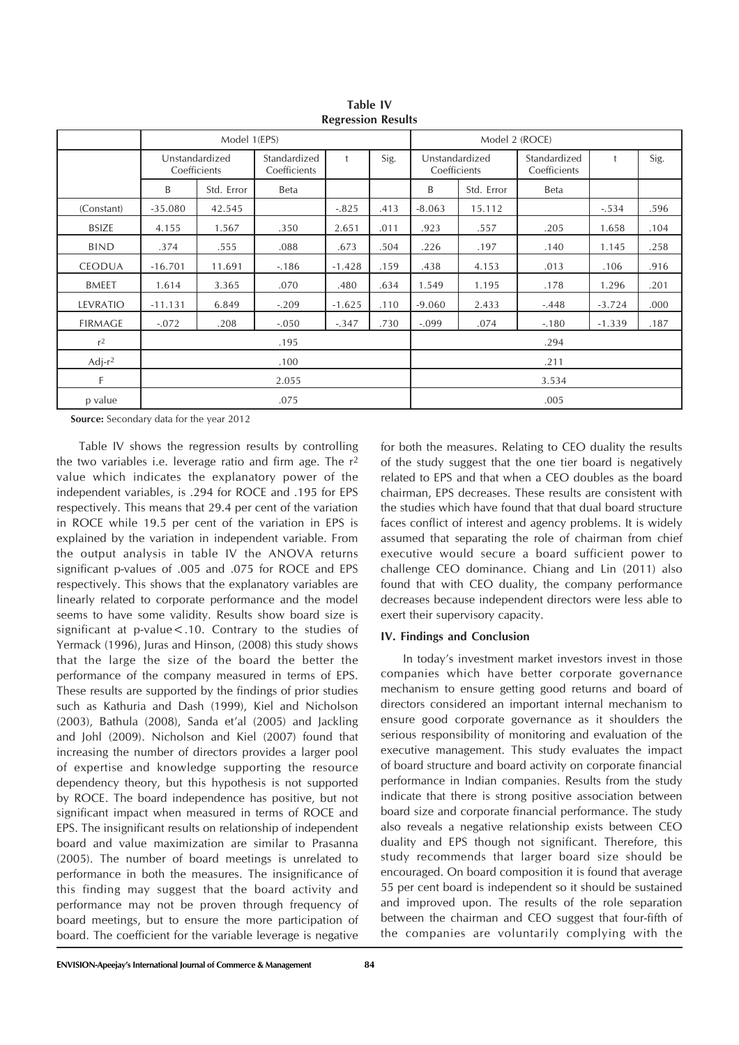**Table IV**
**Regression Results**

| | Model 1(EPS) | | | | | Model 2 (ROCE) | | | | |
|---|---|---|---|---|---|---|---|---|---|---|
| | Unstandardized Coefficients | | Standardized Coefficients | t | Sig. | Unstandardized Coefficients | | Standardized Coefficients | t | Sig. |
| | B | Std. Error | Beta | | | B | Std. Error | Beta | | |
| (Constant) | -35.080 | 42.545 | | -.825 | .413 | -8.063 | 15.112 | | -.534 | .596 |
| BSIZE | 4.155 | 1.567 | .350 | 2.651 | .011 | .923 | .557 | .205 | 1.658 | .104 |
| BIND | .374 | .555 | .088 | .673 | .504 | .226 | .197 | .140 | 1.145 | .258 |
| CEODUA | -16.701 | 11.691 | -.186 | -1.428 | .159 | .438 | 4.153 | .013 | .106 | .916 |
| BMEET | 1.614 | 3.365 | .070 | .480 | .634 | 1.549 | 1.195 | .178 | 1.296 | .201 |
| LEVRATIO | -11.131 | 6.849 | -.209 | -1.625 | .110 | -9.060 | 2.433 | -.448 | -3.724 | .000 |
| FIRMAGE | -.072 | .208 | -.050 | -.347 | .730 | -.099 | .074 | -.180 | -1.339 | .187 |
| $r^2$ | .195 | | | | | .294 | | | | |
| Adj-$r^2$ | .100 | | | | | .211 | | | | |
| F | 2.055 | | | | | 3.534 | | | | |
| p value | .075 | | | | | .005 | | | | |

**Source:** Secondary data for the year 2012

Table IV shows the regression results by controlling the two variables i.e. leverage ratio and firm age. The $r^2$ value which indicates the explanatory power of the independent variables, is .294 for ROCE and .195 for EPS respectively. This means that 29.4 per cent of the variation in ROCE while 19.5 per cent of the variation in EPS is explained by the variation in independent variable. From the output analysis in table IV the ANOVA returns significant p-values of .005 and .075 for ROCE and EPS respectively. This shows that the explanatory variables are linearly related to corporate performance and the model seems to have some validity. Results show board size is significant at p-value$<$.10. Contrary to the studies of Yermack (1996), Juras and Hinson, (2008) this study shows that the large the size of the board the better the performance of the company measured in terms of EPS. These results are supported by the findings of prior studies such as Kathuria and Dash (1999), Kiel and Nicholson (2003), Bathula (2008), Sanda et'al (2005) and Jackling and Johl (2009). Nicholson and Kiel (2007) found that increasing the number of directors provides a larger pool of expertise and knowledge supporting the resource dependency theory, but this hypothesis is not supported by ROCE. The board independence has positive, but not significant impact when measured in terms of ROCE and EPS. The insignificant results on relationship of independent board and value maximization are similar to Prasanna (2005). The number of board meetings is unrelated to performance in both the measures. The insignificance of this finding may suggest that the board activity and performance may not be proven through frequency of board meetings, but to ensure the more participation of board. The coefficient for the variable leverage is negative for both the measures. Relating to CEO duality the results of the study suggest that the one tier board is negatively related to EPS and that when a CEO doubles as the board chairman, EPS decreases. These results are consistent with the studies which have found that that dual board structure faces conflict of interest and agency problems. It is widely assumed that separating the role of chairman from chief executive would secure a board sufficient power to challenge CEO dominance. Chiang and Lin (2011) also found that with CEO duality, the company performance decreases because independent directors were less able to exert their supervisory capacity.

### IV. Findings and Conclusion

In today's investment market investors invest in those companies which have better corporate governance mechanism to ensure getting good returns and board of directors considered an important internal mechanism to ensure good corporate governance as it shoulders the serious responsibility of monitoring and evaluation of the executive management. This study evaluates the impact of board structure and board activity on corporate financial performance in Indian companies. Results from the study indicate that there is strong positive association between board size and corporate financial performance. The study also reveals a negative relationship exists between CEO duality and EPS though not significant. Therefore, this study recommends that larger board size should be encouraged. On board composition it is found that average 55 per cent board is independent so it should be sustained and improved upon. The results of the role separation between the chairman and CEO suggest that four-fifth of the companies are voluntarily complying with the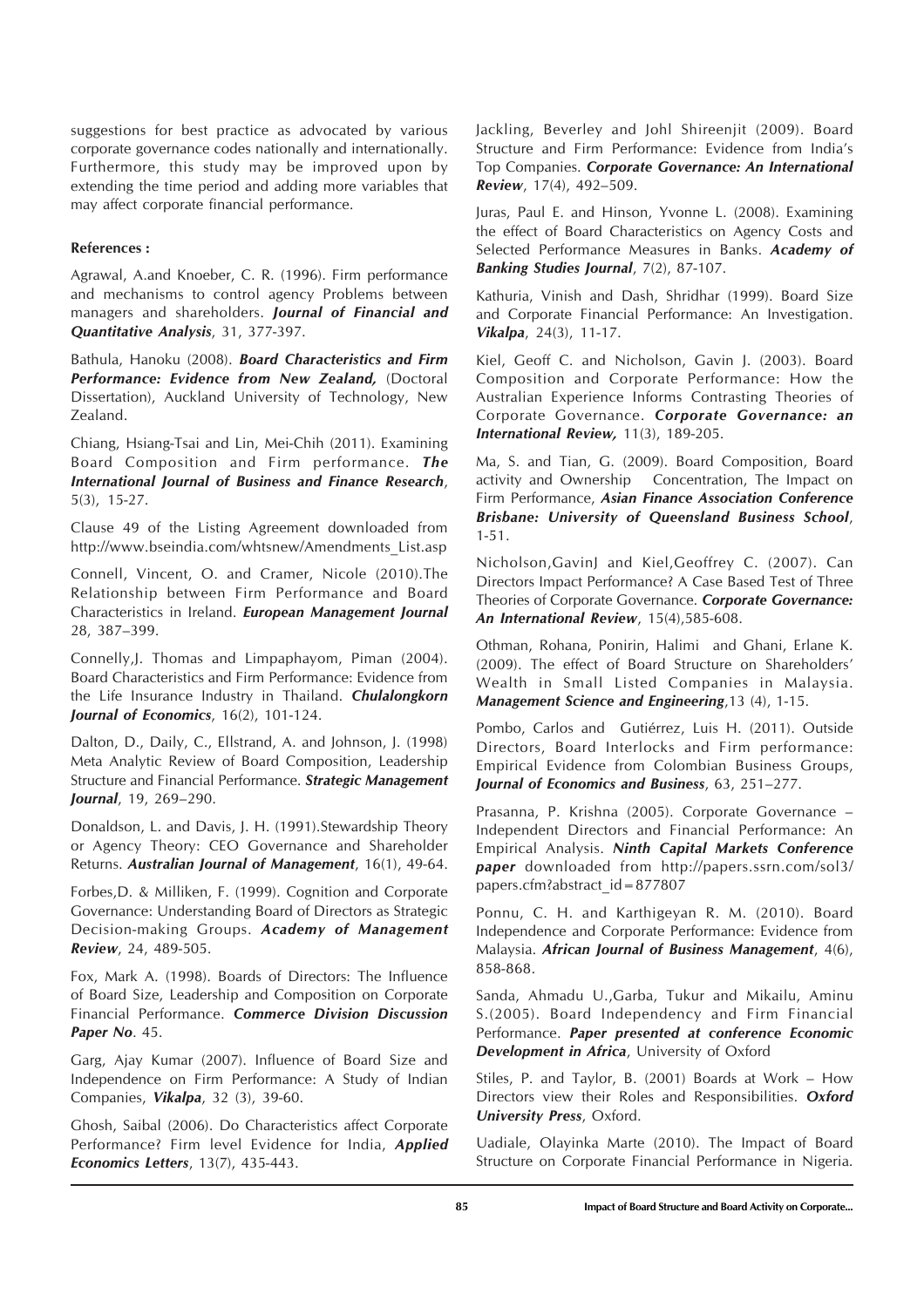suggestions for best practice as advocated by various corporate governance codes nationally and internationally. Furthermore, this study may be improved upon by extending the time period and adding more variables that may affect corporate financial performance.

**References :**

Agrawal, A.and Knoeber, C. R. (1996). Firm performance and mechanisms to control agency Problems between managers and shareholders. ***Journal of Financial and Quantitative Analysis***, 31, 377-397.

Bathula, Hanoku (2008). ***Board Characteristics and Firm Performance: Evidence from New Zealand,*** (Doctoral Dissertation), Auckland University of Technology, New Zealand.

Chiang, Hsiang-Tsai and Lin, Mei-Chih (2011). Examining Board Composition and Firm performance. ***The International Journal of Business and Finance Research***, 5(3), 15-27.

Clause 49 of the Listing Agreement downloaded from http://www.bseindia.com/whtsnew/Amendments_List.asp

Connell, Vincent, O. and Cramer, Nicole (2010).The Relationship between Firm Performance and Board Characteristics in Ireland. ***European Management Journal*** 28, 387–399.

Connelly,J. Thomas and Limpaphayom, Piman (2004). Board Characteristics and Firm Performance: Evidence from the Life Insurance Industry in Thailand. ***Chulalongkorn Journal of Economics***, 16(2), 101-124.

Dalton, D., Daily, C., Ellstrand, A. and Johnson, J. (1998) Meta Analytic Review of Board Composition, Leadership Structure and Financial Performance. ***Strategic Management Journal***, 19, 269–290.

Donaldson, L. and Davis, J. H. (1991).Stewardship Theory or Agency Theory: CEO Governance and Shareholder Returns. ***Australian Journal of Management***, 16(1), 49-64.

Forbes,D. & Milliken, F. (1999). Cognition and Corporate Governance: Understanding Board of Directors as Strategic Decision-making Groups. ***Academy of Management Review***, 24, 489-505.

Fox, Mark A. (1998). Boards of Directors: The Influence of Board Size, Leadership and Composition on Corporate Financial Performance. ***Commerce Division Discussion Paper No***. 45.

Garg, Ajay Kumar (2007). Influence of Board Size and Independence on Firm Performance: A Study of Indian Companies, ***Vikalpa***, 32 (3), 39-60.

Ghosh, Saibal (2006). Do Characteristics affect Corporate Performance? Firm level Evidence for India, ***Applied Economics Letters***, 13(7), 435-443.

Jackling, Beverley and Johl Shireenjit (2009). Board Structure and Firm Performance: Evidence from India's Top Companies. ***Corporate Governance: An International Review***, 17(4), 492–509.

Juras, Paul E. and Hinson, Yvonne L. (2008). Examining the effect of Board Characteristics on Agency Costs and Selected Performance Measures in Banks. ***Academy of Banking Studies Journal***, 7(2), 87-107.

Kathuria, Vinish and Dash, Shridhar (1999). Board Size and Corporate Financial Performance: An Investigation. ***Vikalpa***, 24(3), 11-17.

Kiel, Geoff C. and Nicholson, Gavin J. (2003). Board Composition and Corporate Performance: How the Australian Experience Informs Contrasting Theories of Corporate Governance. ***Corporate Governance: an International Review,*** 11(3), 189-205.

Ma, S. and Tian, G. (2009). Board Composition, Board activity and Ownership Concentration, The Impact on Firm Performance, ***Asian Finance Association Conference Brisbane: University of Queensland Business School***, 1-51.

Nicholson,GavinJ and Kiel,Geoffrey C. (2007). Can Directors Impact Performance? A Case Based Test of Three Theories of Corporate Governance. ***Corporate Governance: An International Review***, 15(4),585-608.

Othman, Rohana, Ponirin, Halimi and Ghani, Erlane K. (2009). The effect of Board Structure on Shareholders' Wealth in Small Listed Companies in Malaysia. ***Management Science and Engineering***,13 (4), 1-15.

Pombo, Carlos and Gutiérrez, Luis H. (2011). Outside Directors, Board Interlocks and Firm performance: Empirical Evidence from Colombian Business Groups, ***Journal of Economics and Business***, 63, 251–277.

Prasanna, P. Krishna (2005). Corporate Governance – Independent Directors and Financial Performance: An Empirical Analysis. ***Ninth Capital Markets Conference paper*** downloaded from http://papers.ssrn.com/sol3/papers.cfm?abstract_id=877807

Ponnu, C. H. and Karthigeyan R. M. (2010). Board Independence and Corporate Performance: Evidence from Malaysia. ***African Journal of Business Management***, 4(6), 858-868.

Sanda, Ahmadu U.,Garba, Tukur and Mikailu, Aminu S.(2005). Board Independency and Firm Financial Performance. ***Paper presented at conference Economic Development in Africa***, University of Oxford

Stiles, P. and Taylor, B. (2001) Boards at Work – How Directors view their Roles and Responsibilities. ***Oxford University Press***, Oxford.

Uadiale, Olayinka Marte (2010). The Impact of Board Structure on Corporate Financial Performance in Nigeria.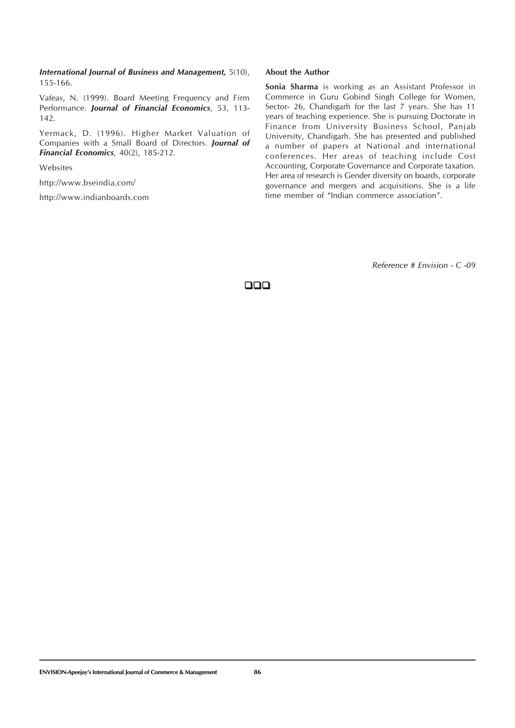***International Journal of Business and Management,*** 5(10), 155-166.

Vafeas, N. (1999). Board Meeting Frequency and Firm Performance. ***Journal of Financial Economics***, 53, 113-142.

Yermack, D. (1996). Higher Market Valuation of Companies with a Small Board of Directors. ***Journal of Financial Economics***, 40(2), 185-212.

Websites

http://www.bseindia.com/

http://www.indianboards.com

**About the Author**

**Sonia Sharma** is working as an Assistant Professor in Commerce in Guru Gobind Singh College for Women, Sector- 26, Chandigarh for the last 7 years. She has 11 years of teaching experience. She is pursuing Doctorate in Finance from University Business School, Panjab University, Chandigarh. She has presented and published a number of papers at National and international conferences. Her areas of teaching include Cost Accounting, Corporate Governance and Corporate taxation. Her area of research is Gender diversity on boards, corporate governance and mergers and acquisitions. She is a life time member of "Indian commerce association".

*Reference # Envision - C -09*